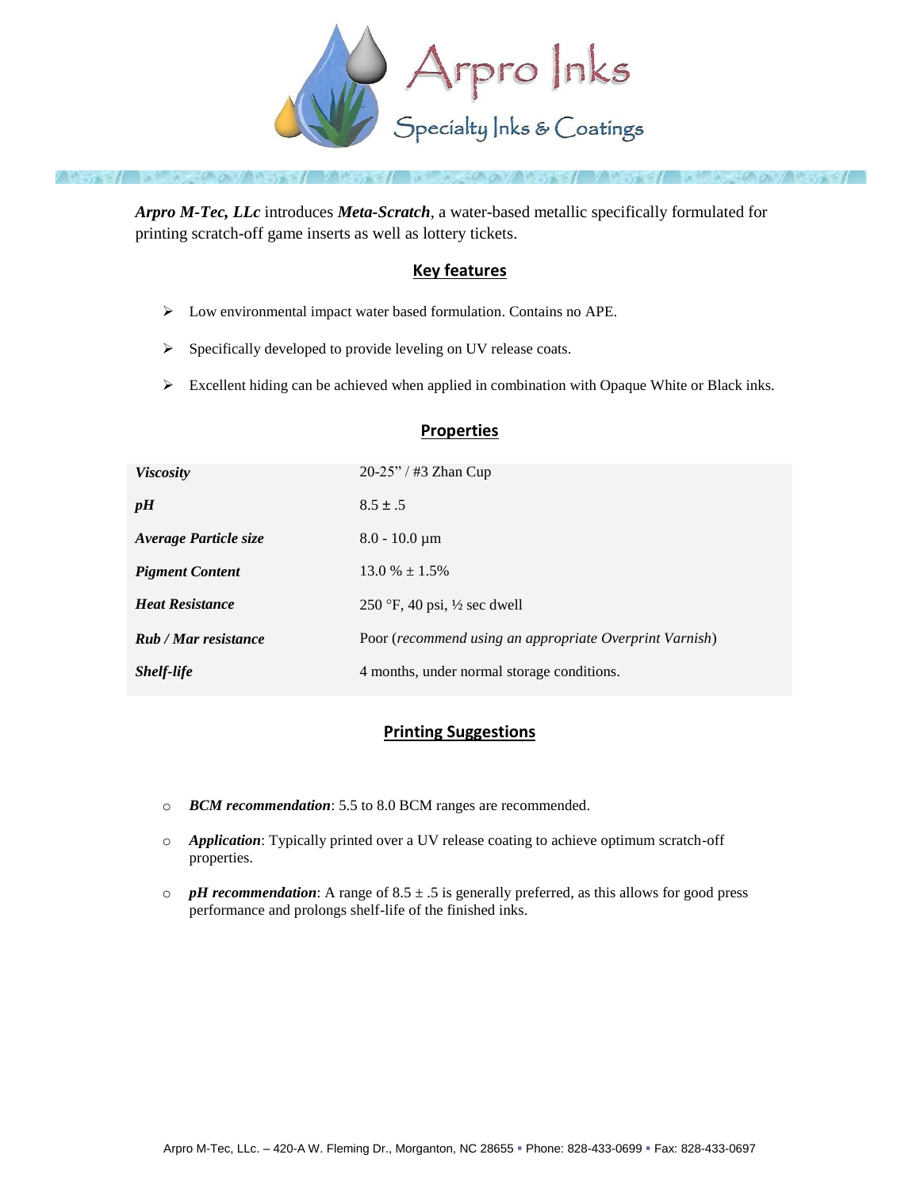# Arpro Inks

Specialty Inks & Coatings

***Arpro M-Tec, LLc*** introduces ***Meta-Scratch***, a water-based metallic specifically formulated for printing scratch-off game inserts as well as lottery tickets.

## Key features

- Low environmental impact water based formulation. Contains no APE.
- Specifically developed to provide leveling on UV release coats.
- Excellent hiding can be achieved when applied in combination with Opaque White or Black inks.

## Properties

| | |
|---|---|
| ***Viscosity*** | 20-25" / #3 Zhan Cup |
| ***pH*** | 8.5 ± .5 |
| ***Average Particle size*** | 8.0 - 10.0 µm |
| ***Pigment Content*** | 13.0 % ± 1.5% |
| ***Heat Resistance*** | 250 °F, 40 psi, ½ sec dwell |
| ***Rub / Mar resistance*** | Poor (*recommend using an appropriate Overprint Varnish*) |
| ***Shelf-life*** | 4 months, under normal storage conditions. |

## Printing Suggestions

- ***BCM recommendation***: 5.5 to 8.0 BCM ranges are recommended.
- ***Application***: Typically printed over a UV release coating to achieve optimum scratch-off properties.
- ***pH recommendation***: A range of 8.5 ± .5 is generally preferred, as this allows for good press performance and prolongs shelf-life of the finished inks.

Arpro M-Tec, LLc. – 420-A W. Fleming Dr., Morganton, NC 28655 ▪ Phone: 828-433-0699 ▪ Fax: 828-433-0697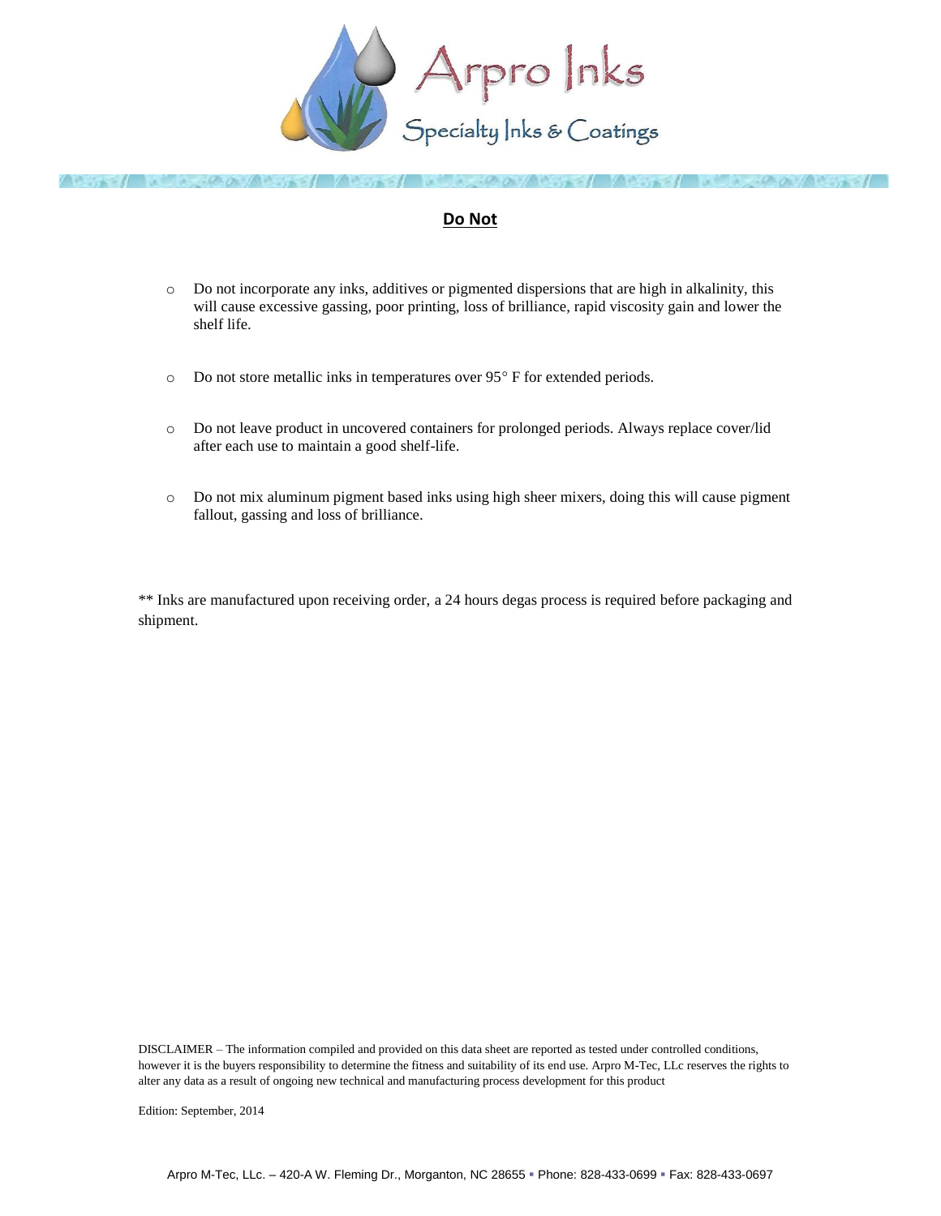## Do Not

- Do not incorporate any inks, additives or pigmented dispersions that are high in alkalinity, this will cause excessive gassing, poor printing, loss of brilliance, rapid viscosity gain and lower the shelf life.
- Do not store metallic inks in temperatures over 95° F for extended periods.
- Do not leave product in uncovered containers for prolonged periods. Always replace cover/lid after each use to maintain a good shelf-life.
- Do not mix aluminum pigment based inks using high sheer mixers, doing this will cause pigment fallout, gassing and loss of brilliance.

** Inks are manufactured upon receiving order, a 24 hours degas process is required before packaging and shipment.

DISCLAIMER – The information compiled and provided on this data sheet are reported as tested under controlled conditions, however it is the buyers responsibility to determine the fitness and suitability of its end use. Arpro M-Tec, LLc reserves the rights to alter any data as a result of ongoing new technical and manufacturing process development for this product

Edition: September, 2014

Arpro M-Tec, LLc. – 420-A W. Fleming Dr., Morganton, NC 28655 ▪ Phone: 828-433-0699 ▪ Fax: 828-433-0697